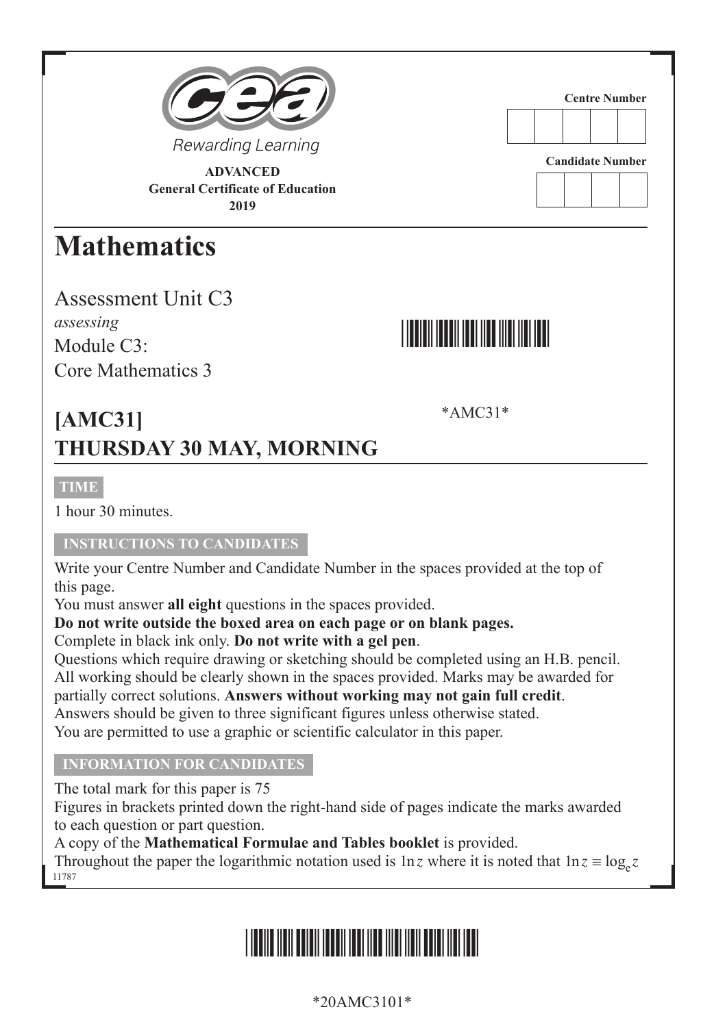Rewarding Learning

**ADVANCED**
**General Certificate of Education**
**2019**

Centre Number

Candidate Number

# Mathematics

Assessment Unit C3
*assessing*
Module C3:
Core Mathematics 3

*AMC31*

## [AMC31]
## THURSDAY 30 MAY, MORNING

**TIME**

1 hour 30 minutes.

**INSTRUCTIONS TO CANDIDATES**

Write your Centre Number and Candidate Number in the spaces provided at the top of this page.
You must answer **all eight** questions in the spaces provided.
**Do not write outside the boxed area on each page or on blank pages.**
Complete in black ink only. **Do not write with a gel pen**.
Questions which require drawing or sketching should be completed using an H.B. pencil.
All working should be clearly shown in the spaces provided. Marks may be awarded for partially correct solutions. **Answers without working may not gain full credit**.
Answers should be given to three significant figures unless otherwise stated.
You are permitted to use a graphic or scientific calculator in this paper.

**INFORMATION FOR CANDIDATES**

The total mark for this paper is 75
Figures in brackets printed down the right-hand side of pages indicate the marks awarded to each question or part question.
A copy of the **Mathematical Formulae and Tables booklet** is provided.
Throughout the paper the logarithmic notation used is $\ln z$ where it is noted that $\ln z \equiv \log_e z$

11787

*20AMC3101*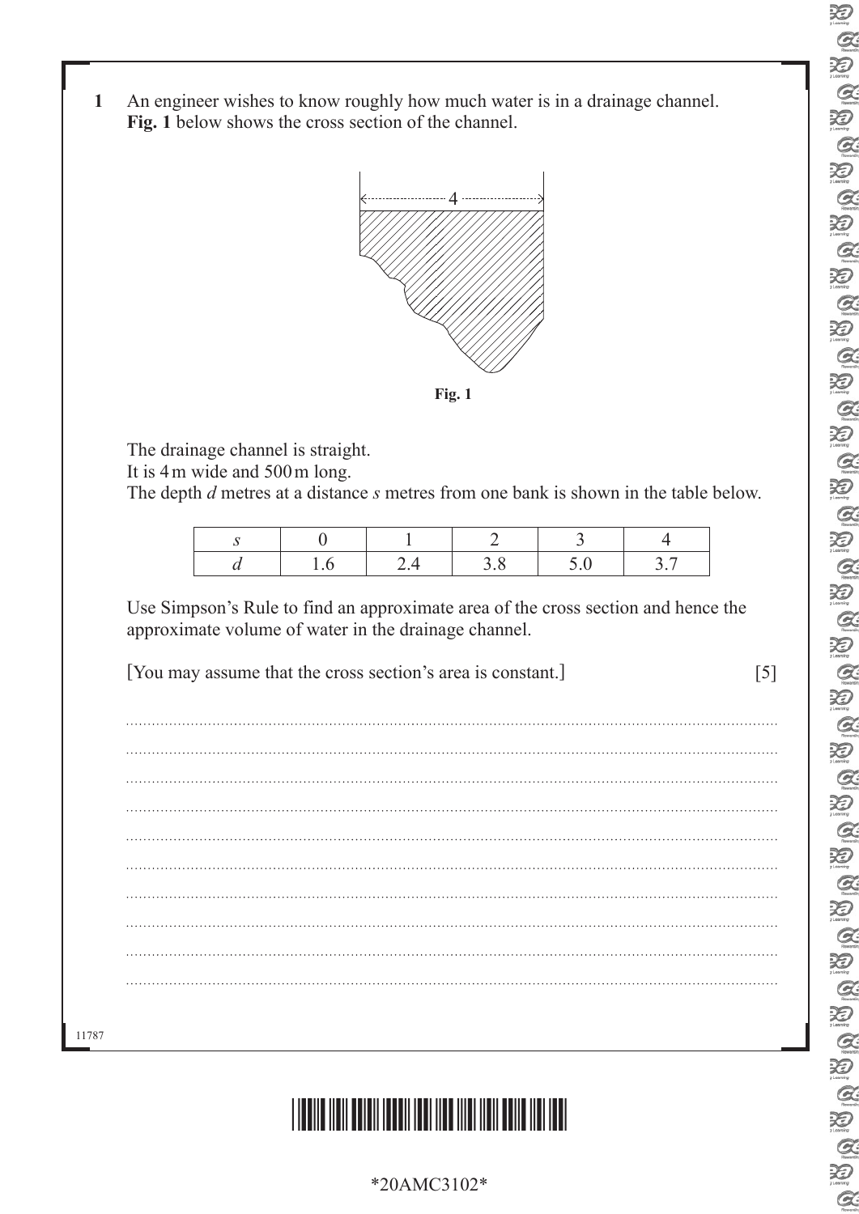**1** An engineer wishes to know roughly how much water is in a drainage channel. **Fig. 1** below shows the cross section of the channel.

**Fig. 1**

The drainage channel is straight.
It is 4 m wide and 500 m long.
The depth $d$ metres at a distance $s$ metres from one bank is shown in the table below.

| $s$ | 0 | 1 | 2 | 3 | 4 |
|---|---|---|---|---|---|
| $d$ | 1.6 | 2.4 | 3.8 | 5.0 | 3.7 |

Use Simpson's Rule to find an approximate area of the cross section and hence the approximate volume of water in the drainage channel.

[You may assume that the cross section's area is constant.] [5]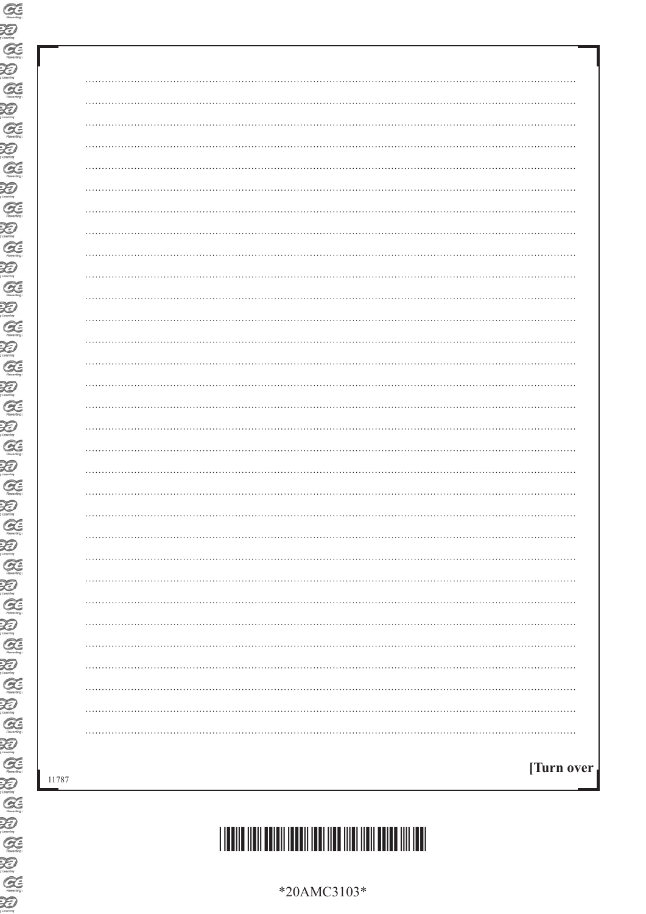[Turn over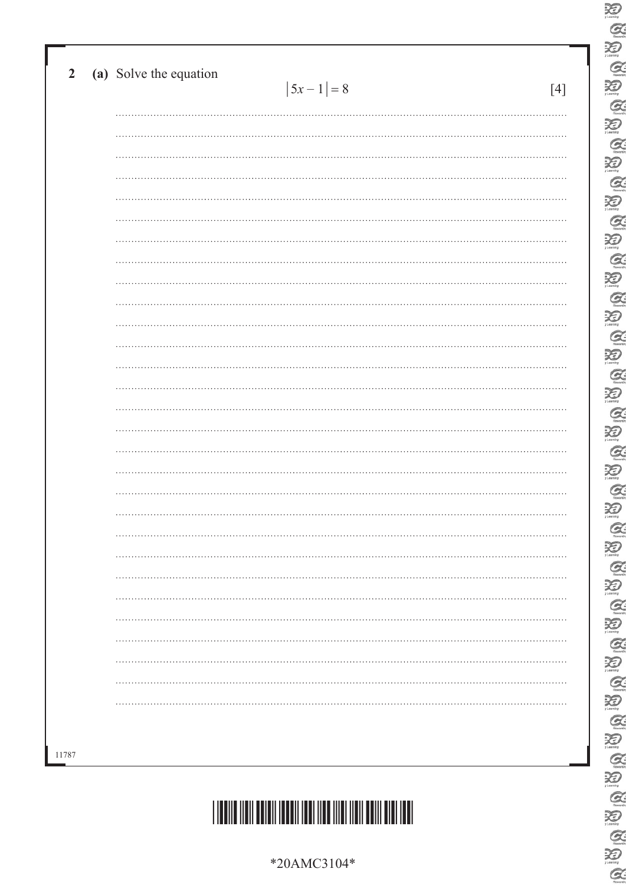**2** **(a)** Solve the equation

$$|5x - 1| = 8$$

[4]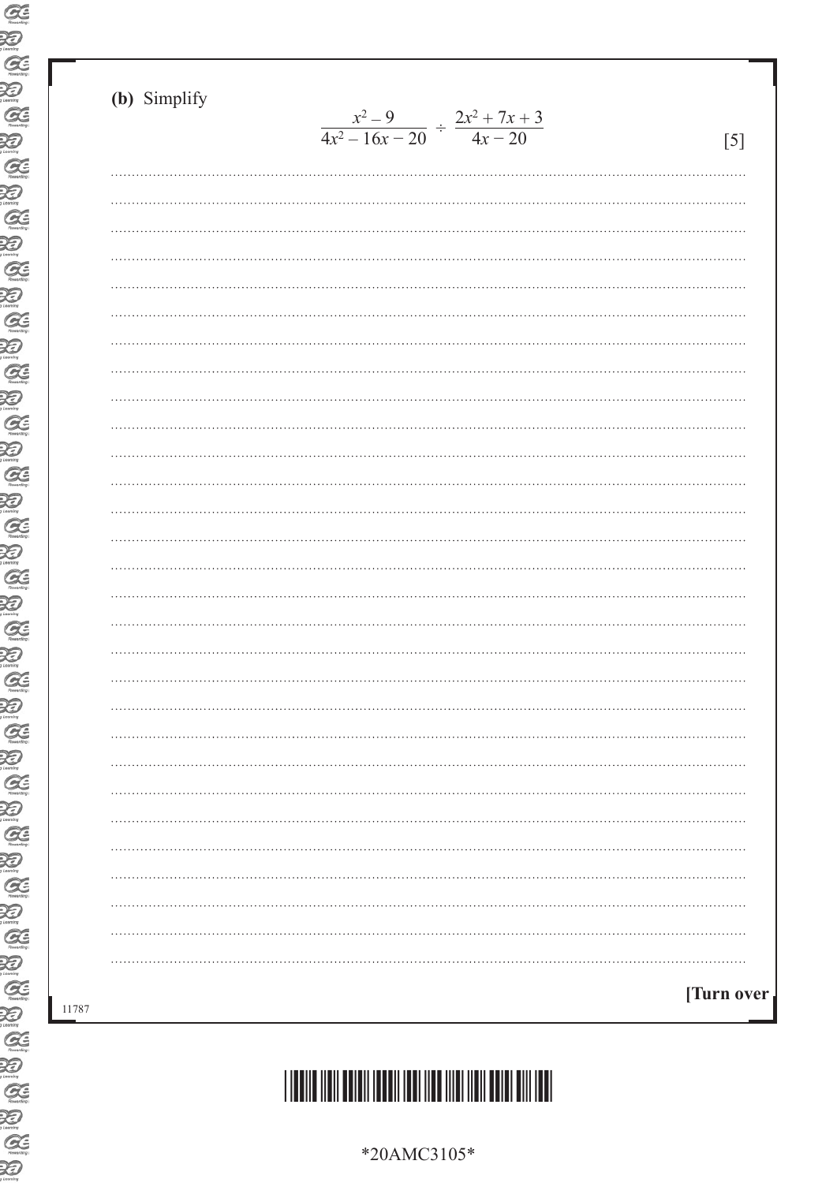**(b)** Simplify

$$\frac{x^2 - 9}{4x^2 - 16x - 20} \div \frac{2x^2 + 7x + 3}{4x - 20}$$

[5]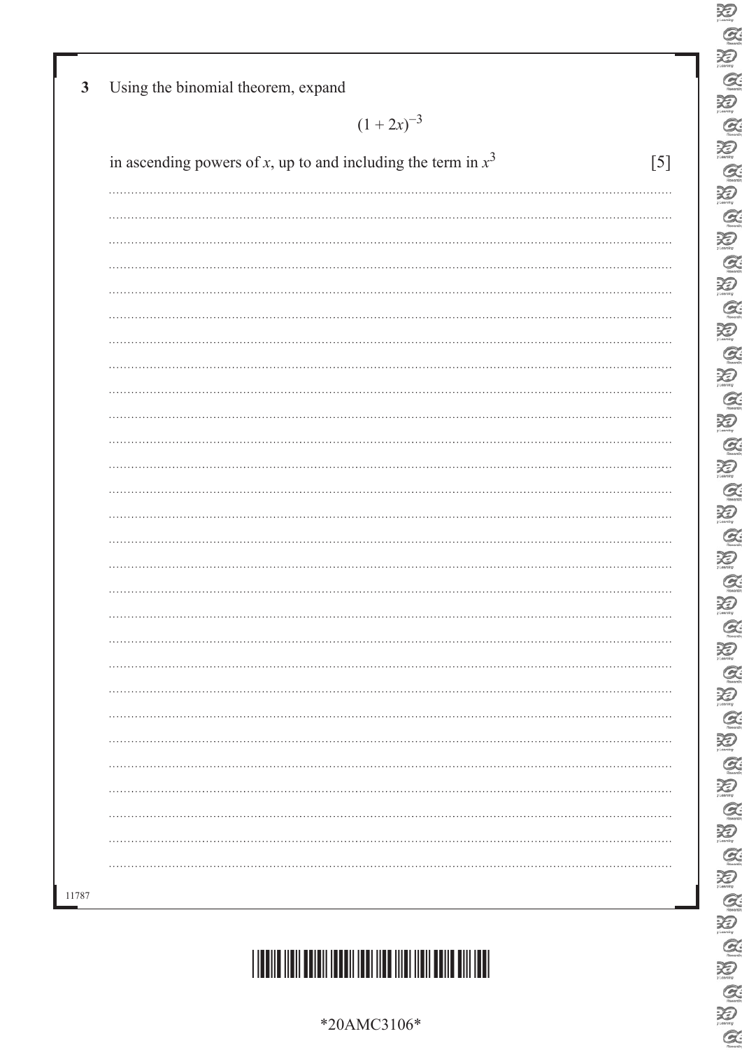**3** Using the binomial theorem, expand

$$(1 + 2x)^{-3}$$

in ascending powers of $x$, up to and including the term in $x^3$ [5]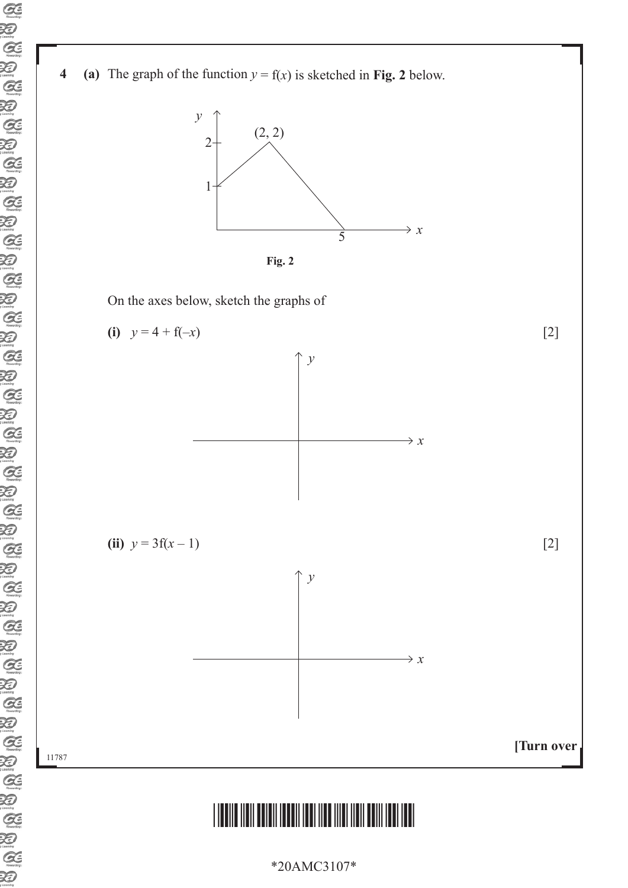**4 (a)** The graph of the function $y = f(x)$ is sketched in **Fig. 2** below.

**Fig. 2**

On the axes below, sketch the graphs of

**(i)** $y = 4 + f(-x)$ [2]

**(ii)** $y = 3f(x - 1)$ [2]

**[Turn over**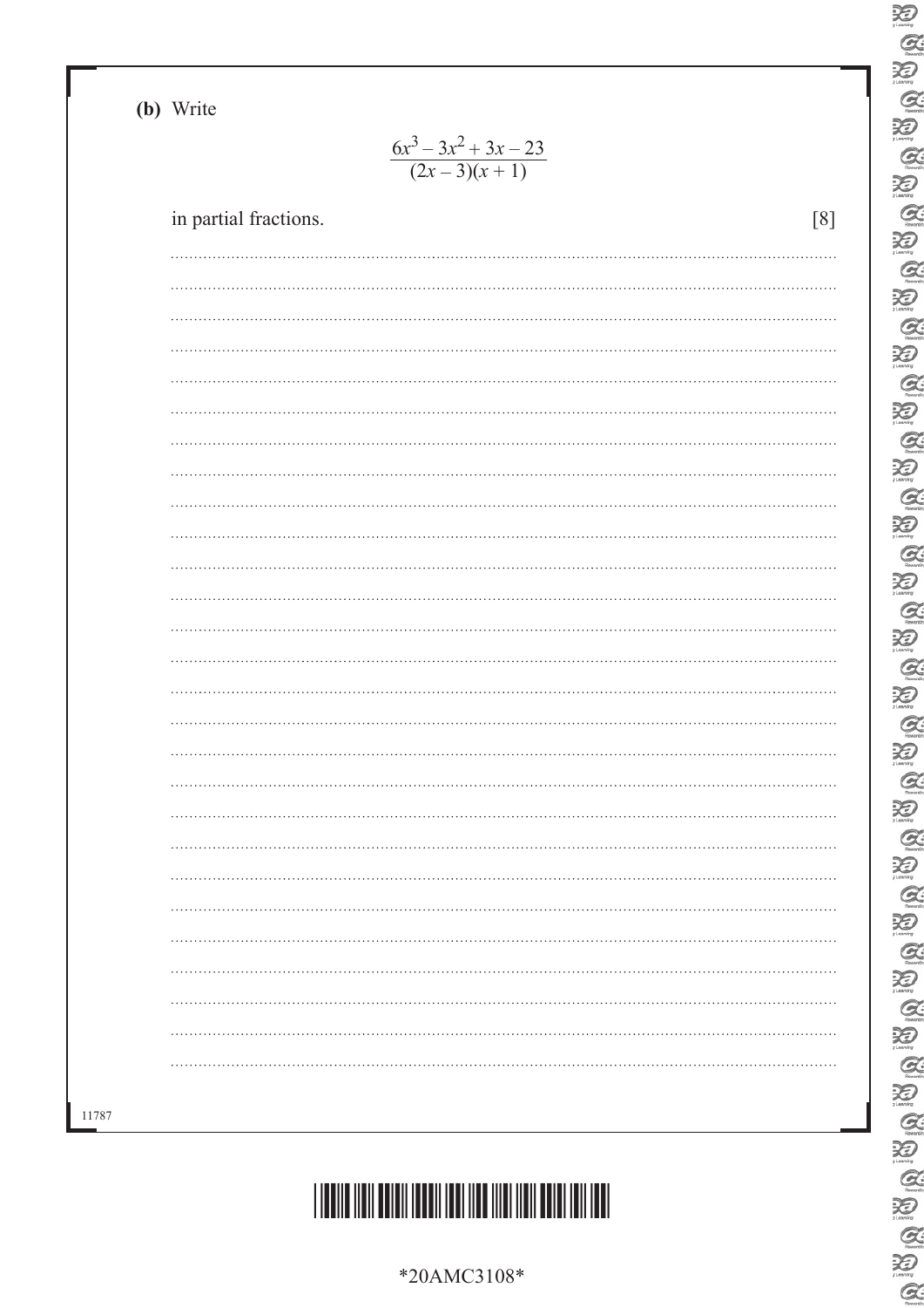**(b)** Write

$$\frac{6x^3 - 3x^2 + 3x - 23}{(2x - 3)(x + 1)}$$

in partial fractions. [8]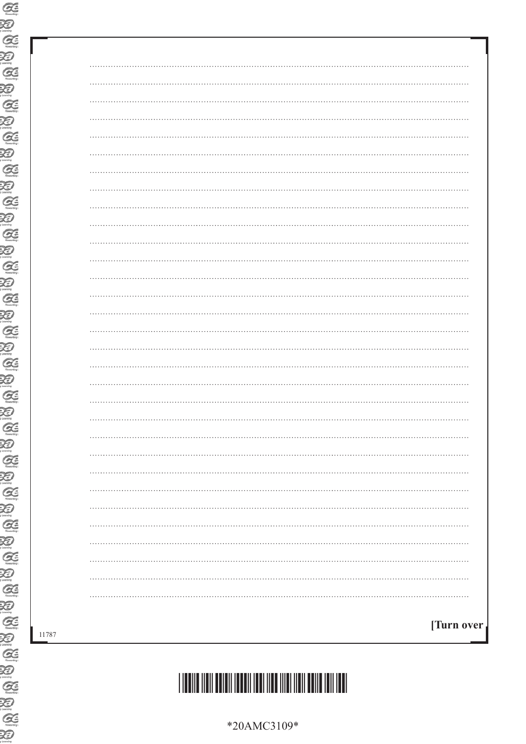[Turn over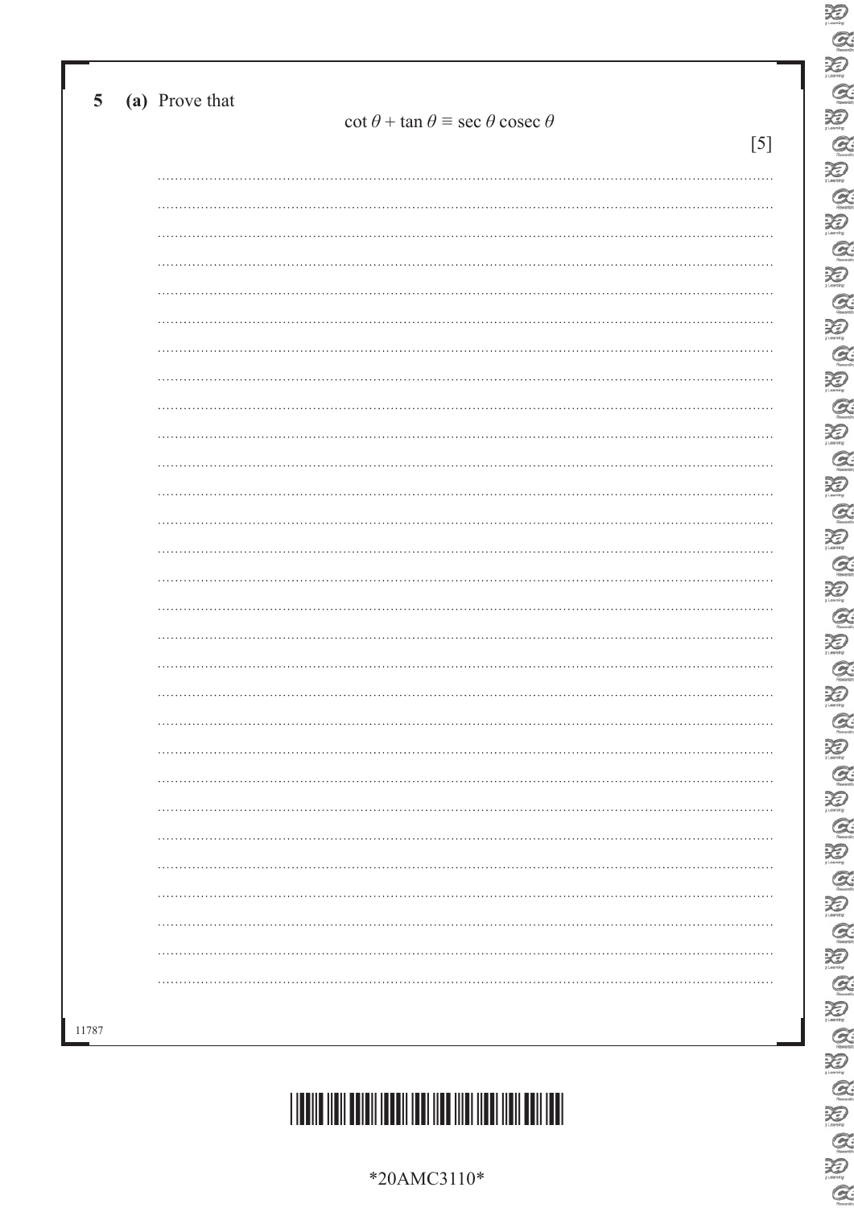**5 (a)** Prove that

$$\cot\theta + \tan\theta \equiv \sec\theta \operatorname{cosec}\theta$$

[5]

11787

\*20AMC3110\*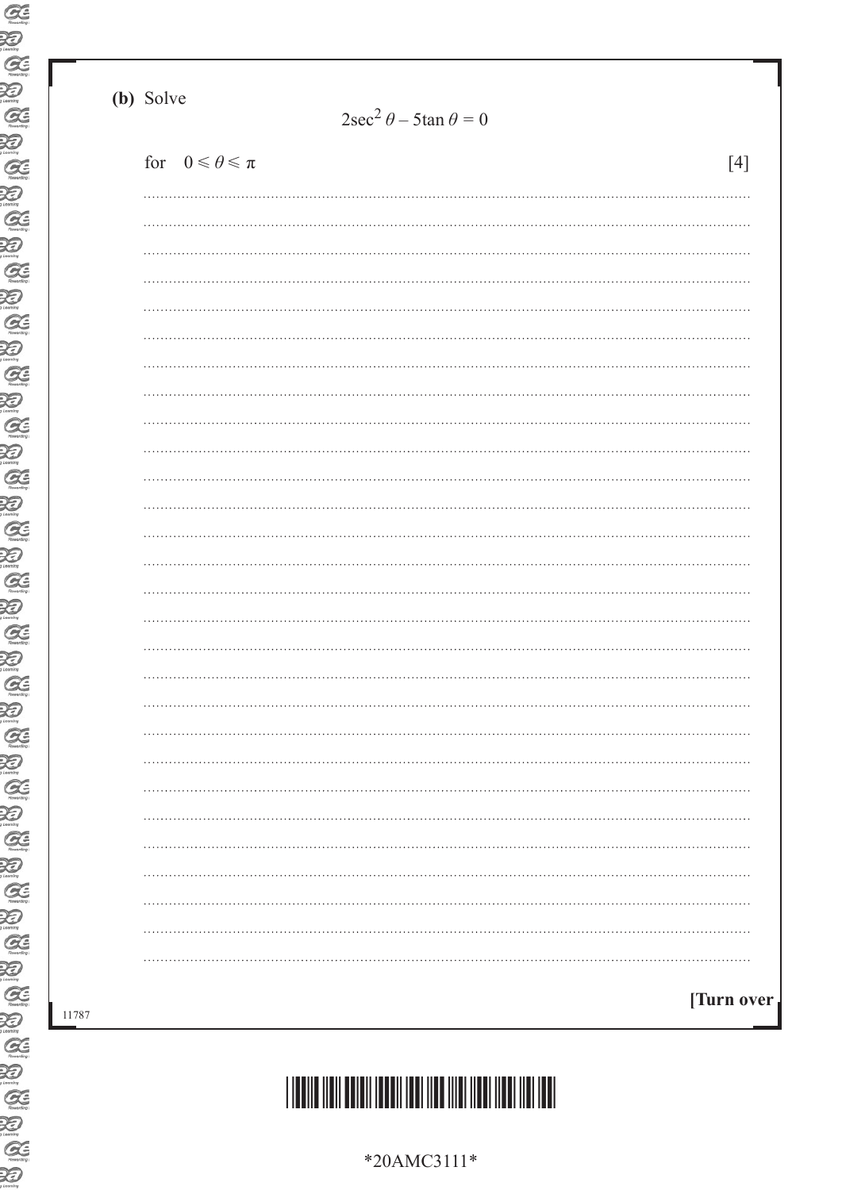**(b)** Solve

$$2\sec^2\theta - 5\tan\theta = 0$$

for $0 \leqslant \theta \leqslant \pi$ [4]

**[Turn over**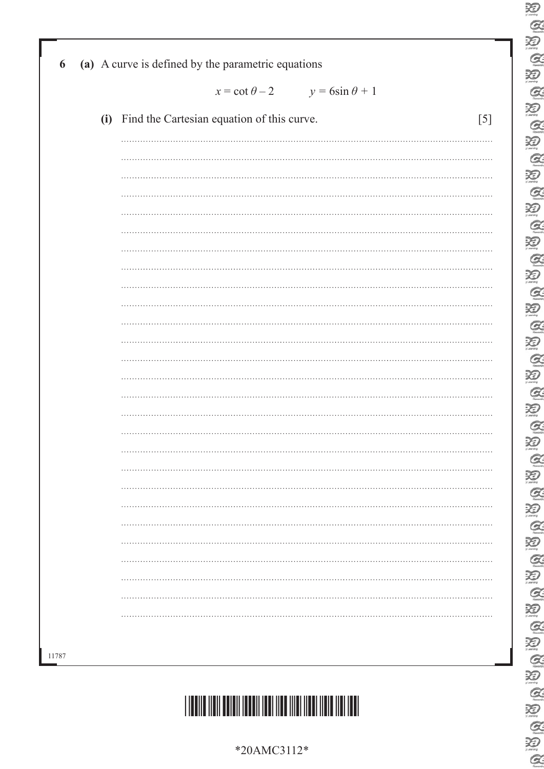**6 (a)** A curve is defined by the parametric equations

$$x = \cot\theta - 2 \qquad y = 6\sin\theta + 1$$

**(i)** Find the Cartesian equation of this curve. [5]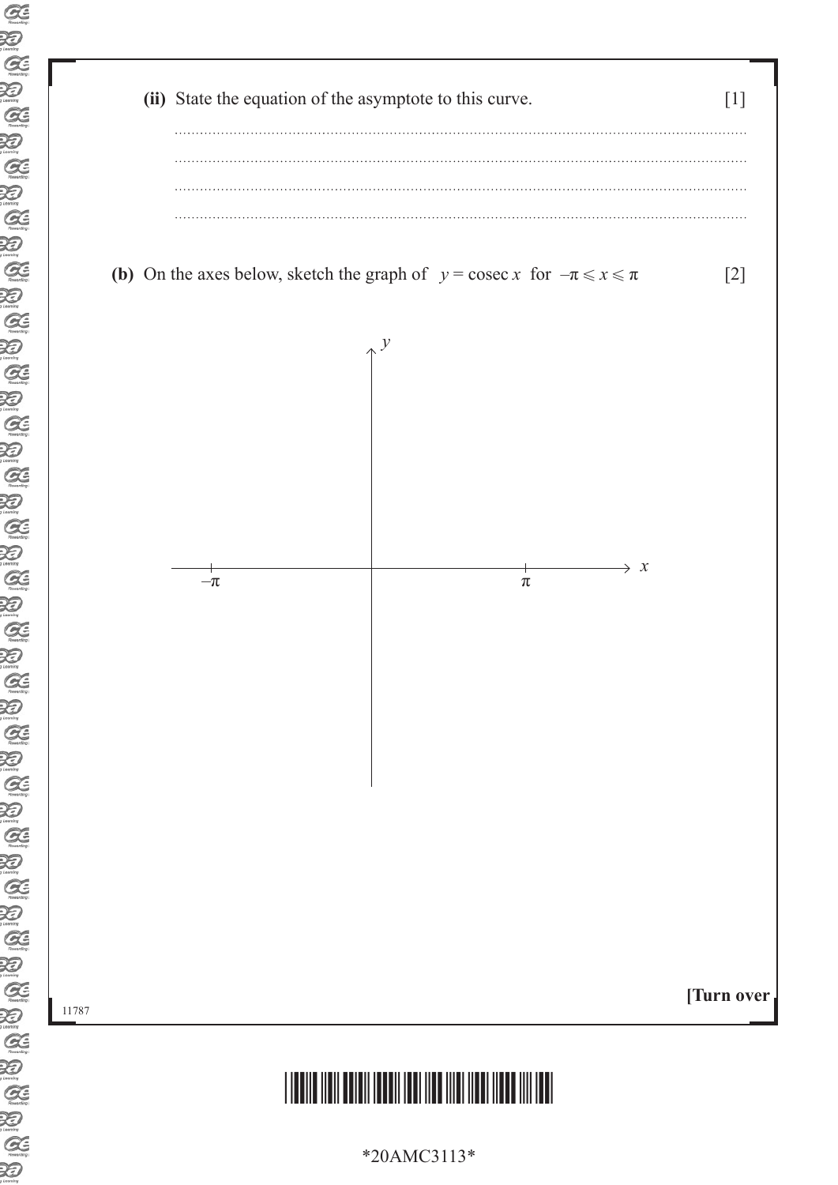**(ii)** State the equation of the asymptote to this curve. [1]

.......................................................................................................................................

.......................................................................................................................................

.......................................................................................................................................

.......................................................................................................................................

**(b)** On the axes below, sketch the graph of $y = \text{cosec}\, x$ for $-\pi \leqslant x \leqslant \pi$ [2]

$y$

$-\pi$ $\pi$ $x$

**[Turn over**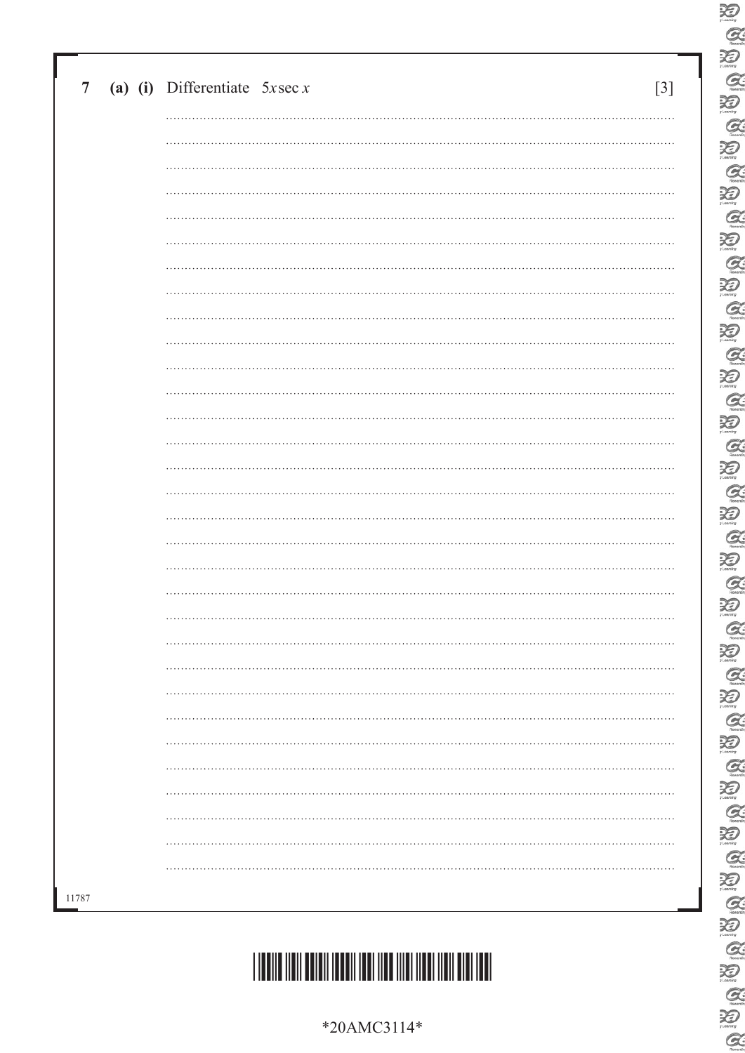7 (a) (i) Differentiate $5x\sec x$ [3]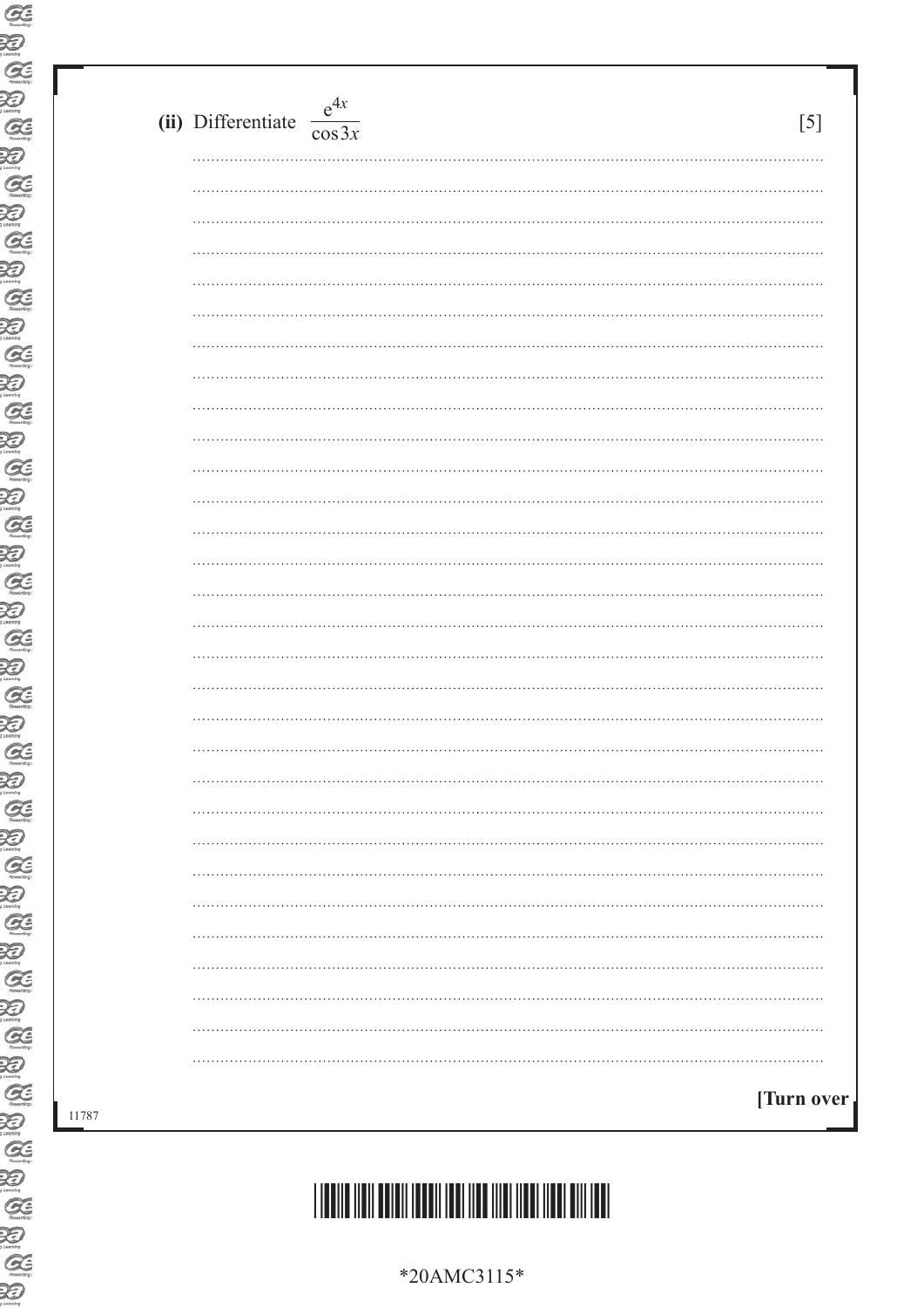**(ii)** Differentiate $\dfrac{e^{4x}}{\cos 3x}$ [5]

**[Turn over**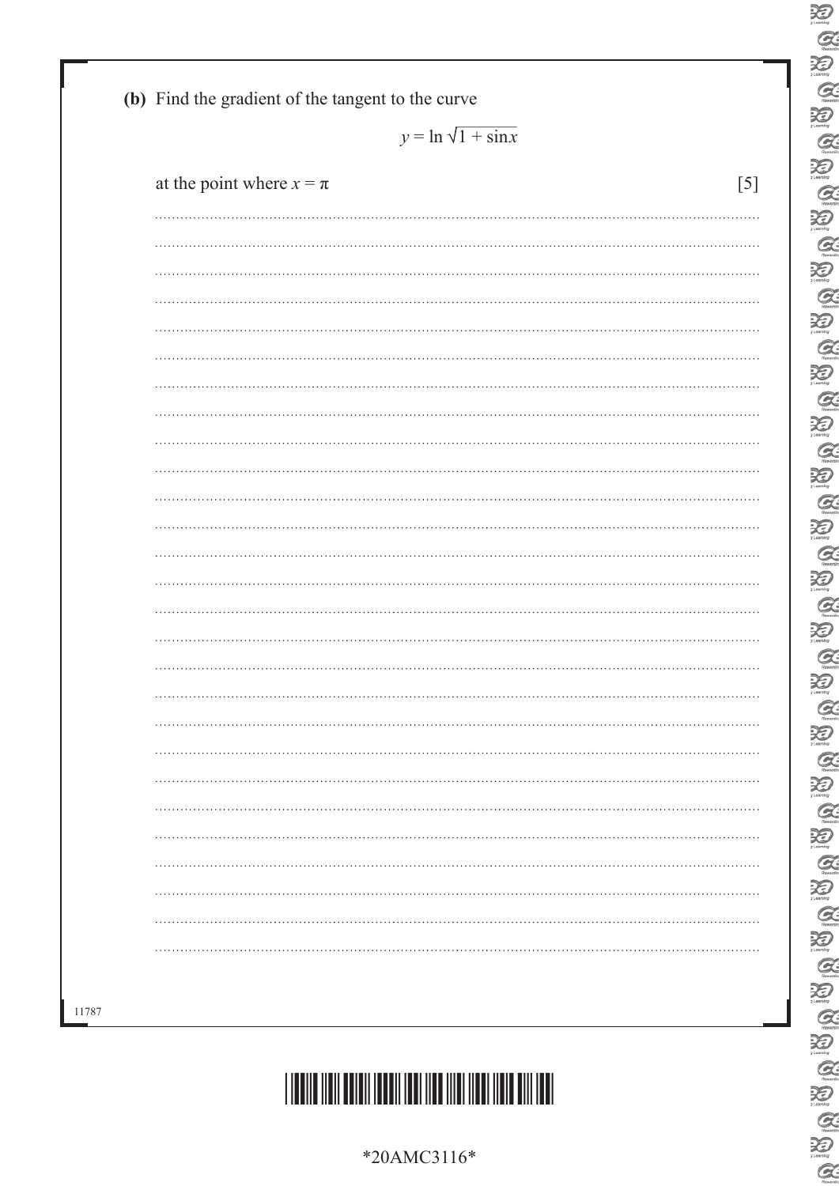**(b)** Find the gradient of the tangent to the curve

$$y = \ln \sqrt{1 + \sin x}$$

at the point where $x = \pi$ [5]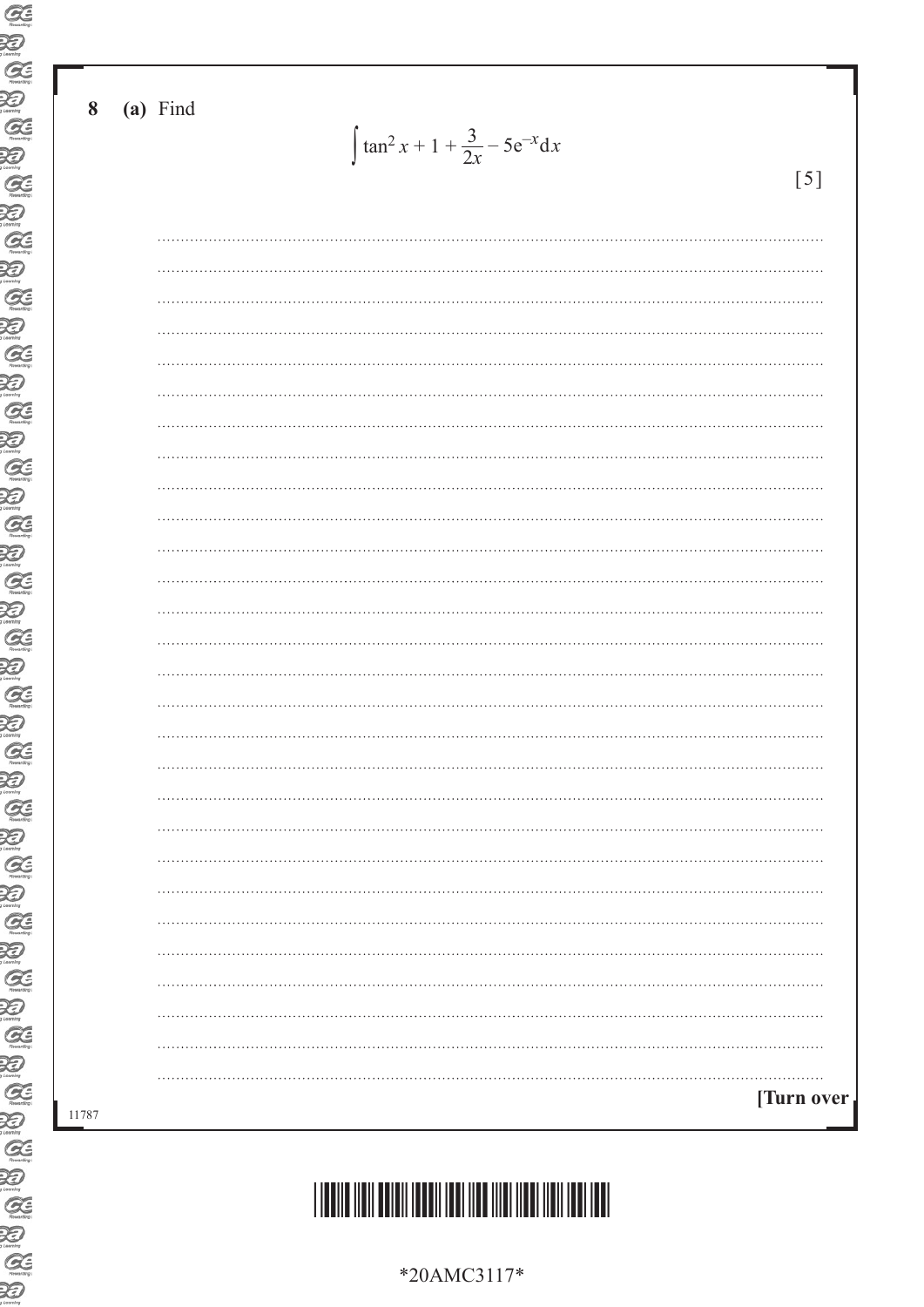**8 (a)** Find

$$\int \tan^2 x + 1 + \frac{3}{2x} - 5\mathrm{e}^{-x}\,\mathrm{d}x$$

[5]

**[Turn over**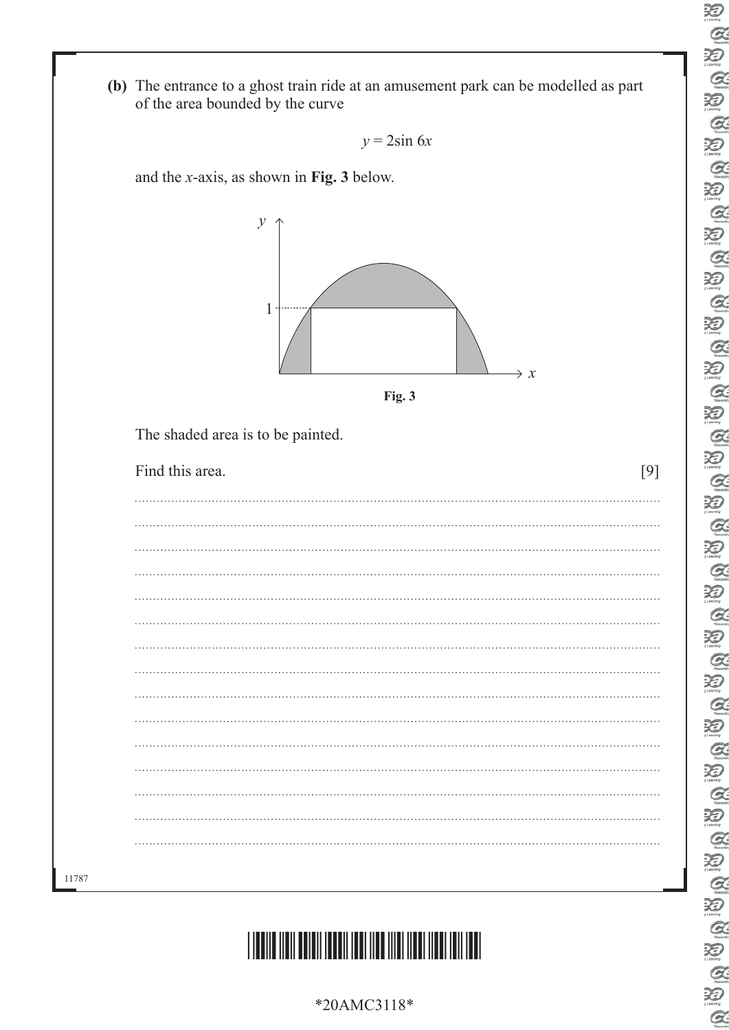**(b)** The entrance to a ghost train ride at an amusement park can be modelled as part of the area bounded by the curve

$$y = 2\sin 6x$$

and the $x$-axis, as shown in **Fig. 3** below.

**Fig. 3**

The shaded area is to be painted.

Find this area. [9]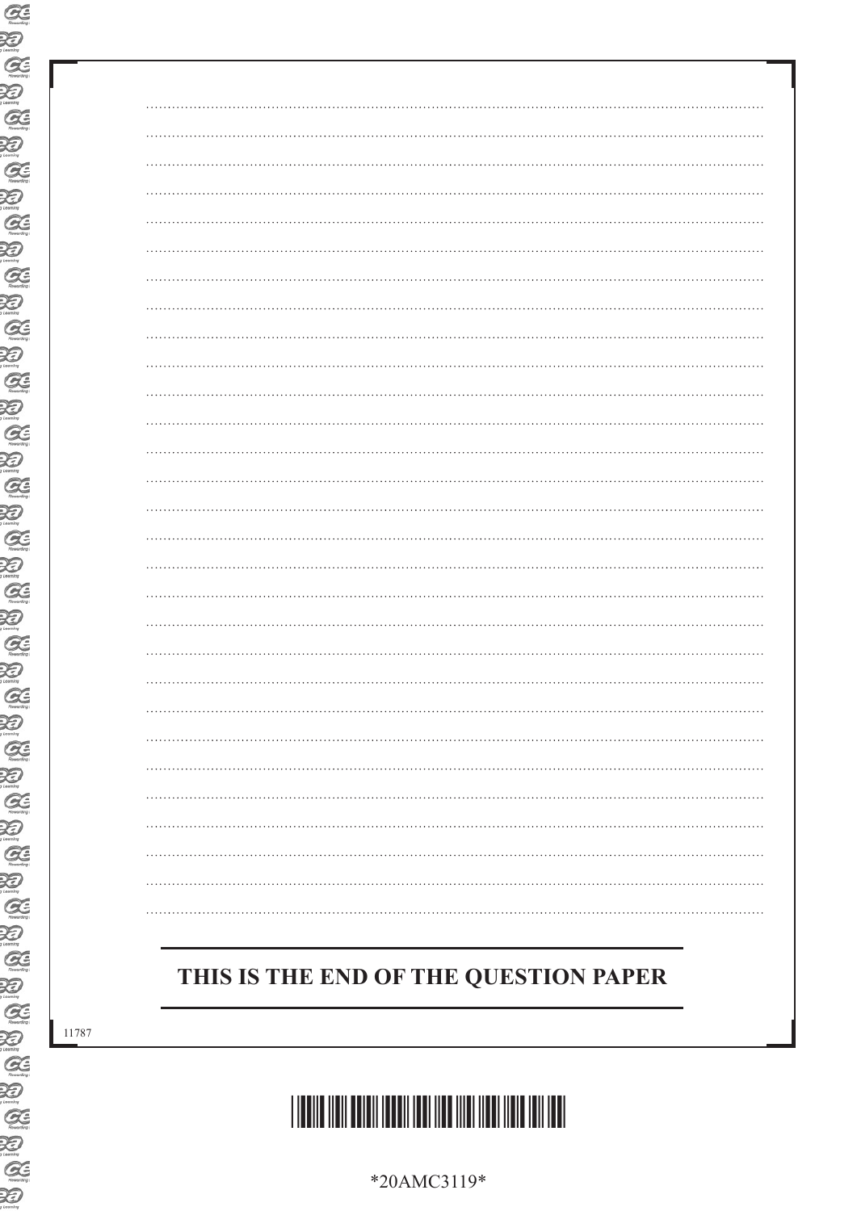**THIS IS THE END OF THE QUESTION PAPER**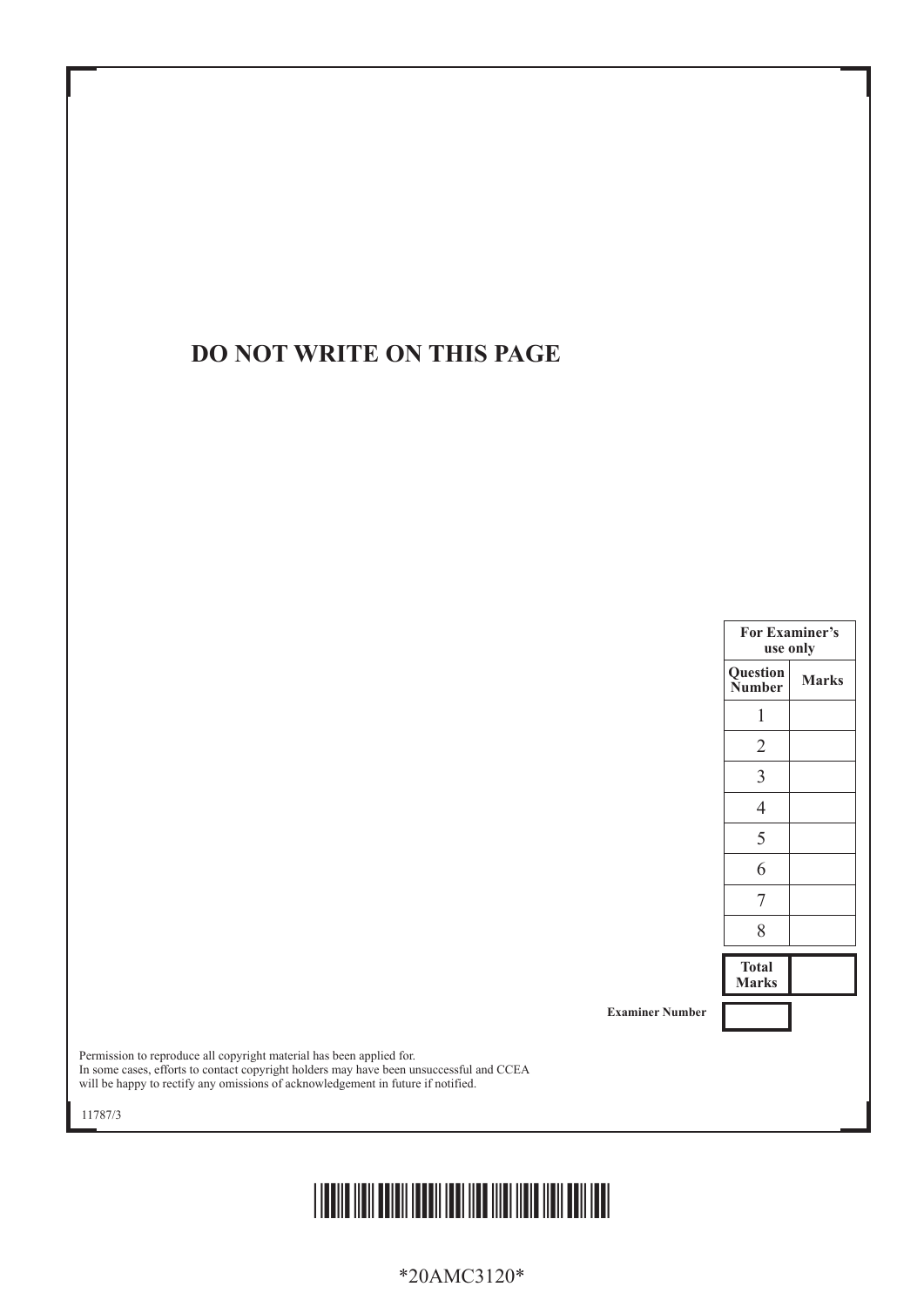**DO NOT WRITE ON THIS PAGE**

| For Examiner's use only | |
|---|---|
| **Question Number** | **Marks** |
| 1 | |
| 2 | |
| 3 | |
| 4 | |
| 5 | |
| 6 | |
| 7 | |
| 8 | |
| **Total Marks** | |

**Examiner Number**

Permission to reproduce all copyright material has been applied for.
In some cases, efforts to contact copyright holders may have been unsuccessful and CCEA will be happy to rectify any omissions of acknowledgement in future if notified.

11787/3

*20AMC3120*